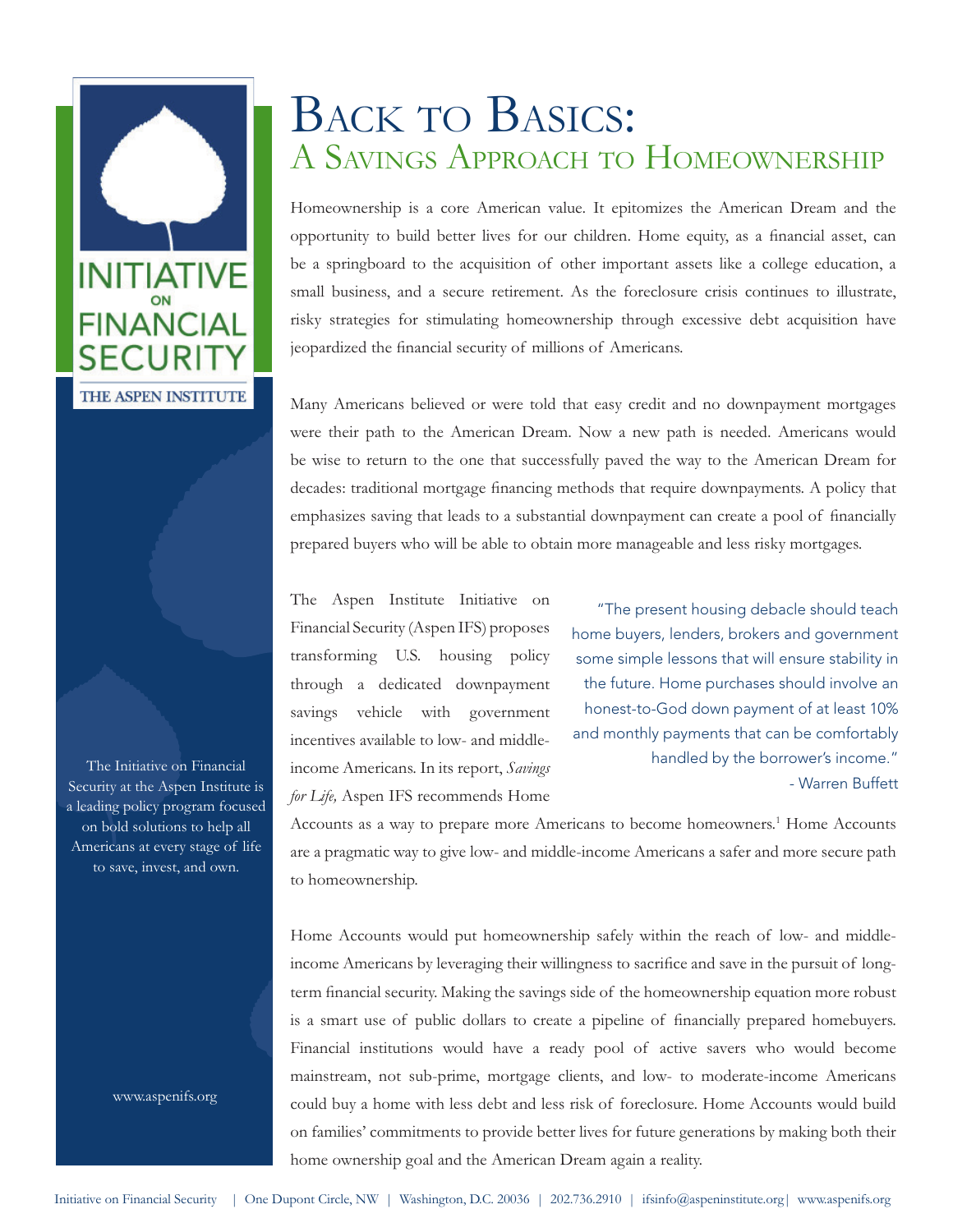# Back to Basics:
## A Savings Approach to Homeownership

Homeownership is a core American value. It epitomizes the American Dream and the opportunity to build better lives for our children. Home equity, as a financial asset, can be a springboard to the acquisition of other important assets like a college education, a small business, and a secure retirement. As the foreclosure crisis continues to illustrate, risky strategies for stimulating homeownership through excessive debt acquisition have jeopardized the financial security of millions of Americans.

Many Americans believed or were told that easy credit and no downpayment mortgages were their path to the American Dream. Now a new path is needed. Americans would be wise to return to the one that successfully paved the way to the American Dream for decades: traditional mortgage financing methods that require downpayments. A policy that emphasizes saving that leads to a substantial downpayment can create a pool of financially prepared buyers who will be able to obtain more manageable and less risky mortgages.

> "The present housing debacle should teach home buyers, lenders, brokers and government some simple lessons that will ensure stability in the future. Home purchases should involve an honest-to-God down payment of at least 10% and monthly payments that can be comfortably handled by the borrower's income."
> - Warren Buffett

The Aspen Institute Initiative on Financial Security (Aspen IFS) proposes transforming U.S. housing policy through a dedicated downpayment savings vehicle with government incentives available to low- and middle-income Americans. In its report, *Savings for Life,* Aspen IFS recommends Home Accounts as a way to prepare more Americans to become homeowners.[1] Home Accounts are a pragmatic way to give low- and middle-income Americans a safer and more secure path to homeownership.

Home Accounts would put homeownership safely within the reach of low- and middle-income Americans by leveraging their willingness to sacrifice and save in the pursuit of long-term financial security. Making the savings side of the homeownership equation more robust is a smart use of public dollars to create a pipeline of financially prepared homebuyers. Financial institutions would have a ready pool of active savers who would become mainstream, not sub-prime, mortgage clients, and low- to moderate-income Americans could buy a home with less debt and less risk of foreclosure. Home Accounts would build on families' commitments to provide better lives for future generations by making both their home ownership goal and the American Dream again a reality.

The Initiative on Financial Security at the Aspen Institute is a leading policy program focused on bold solutions to help all Americans at every stage of life to save, invest, and own.

www.aspenifs.org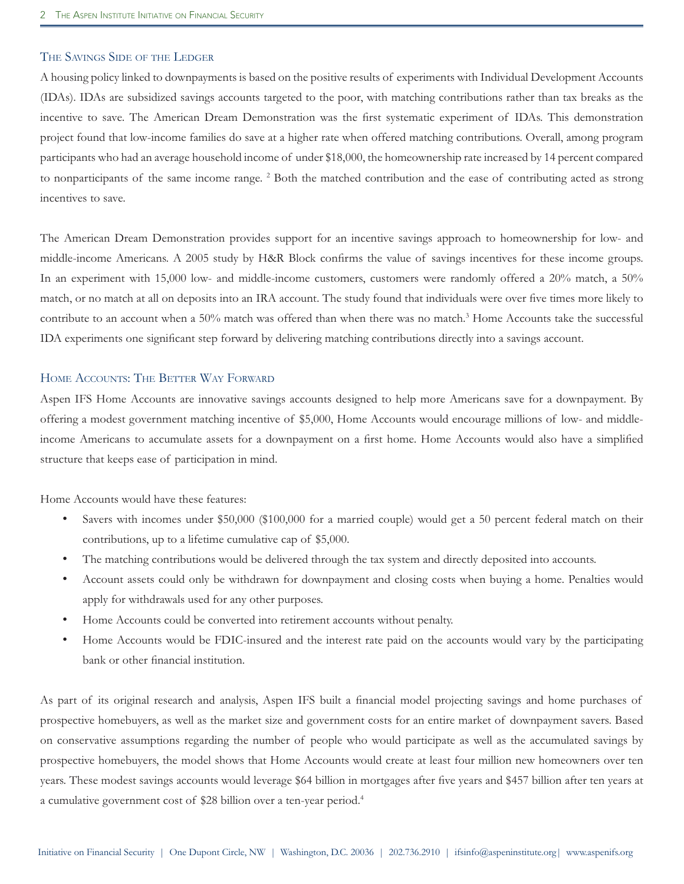## The Savings Side of the Ledger

A housing policy linked to downpayments is based on the positive results of experiments with Individual Development Accounts (IDAs). IDAs are subsidized savings accounts targeted to the poor, with matching contributions rather than tax breaks as the incentive to save. The American Dream Demonstration was the first systematic experiment of IDAs. This demonstration project found that low-income families do save at a higher rate when offered matching contributions. Overall, among program participants who had an average household income of under $18,000, the homeownership rate increased by 14 percent compared to nonparticipants of the same income range. [2] Both the matched contribution and the ease of contributing acted as strong incentives to save.

The American Dream Demonstration provides support for an incentive savings approach to homeownership for low- and middle-income Americans. A 2005 study by H&R Block confirms the value of savings incentives for these income groups. In an experiment with 15,000 low- and middle-income customers, customers were randomly offered a 20% match, a 50% match, or no match at all on deposits into an IRA account. The study found that individuals were over five times more likely to contribute to an account when a 50% match was offered than when there was no match.[3] Home Accounts take the successful IDA experiments one significant step forward by delivering matching contributions directly into a savings account.

## Home Accounts: The Better Way Forward

Aspen IFS Home Accounts are innovative savings accounts designed to help more Americans save for a downpayment. By offering a modest government matching incentive of $5,000, Home Accounts would encourage millions of low- and middle-income Americans to accumulate assets for a downpayment on a first home. Home Accounts would also have a simplified structure that keeps ease of participation in mind.

Home Accounts would have these features:

- Savers with incomes under $50,000 ($100,000 for a married couple) would get a 50 percent federal match on their contributions, up to a lifetime cumulative cap of $5,000.
- The matching contributions would be delivered through the tax system and directly deposited into accounts.
- Account assets could only be withdrawn for downpayment and closing costs when buying a home. Penalties would apply for withdrawals used for any other purposes.
- Home Accounts could be converted into retirement accounts without penalty.
- Home Accounts would be FDIC-insured and the interest rate paid on the accounts would vary by the participating bank or other financial institution.

As part of its original research and analysis, Aspen IFS built a financial model projecting savings and home purchases of prospective homebuyers, as well as the market size and government costs for an entire market of downpayment savers. Based on conservative assumptions regarding the number of people who would participate as well as the accumulated savings by prospective homebuyers, the model shows that Home Accounts would create at least four million new homeowners over ten years. These modest savings accounts would leverage $64 billion in mortgages after five years and $457 billion after ten years at a cumulative government cost of $28 billion over a ten-year period.[4]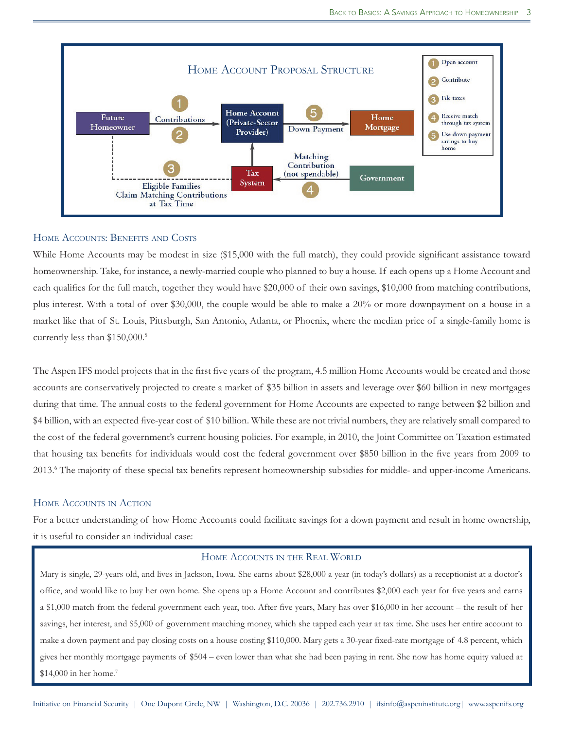## Home Account Proposal Structure

1. Open account
2. Contribute
3. File taxes
4. Receive match through tax system
5. Use down payment savings to buy home

Future Homeowner → (1) Contributions (2) → Home Account (Private-Sector Provider) → (5) Down Payment → Home Mortgage

Government → (4) Matching Contribution (not spendable) → Tax System → Home Account

Future Homeowner - - (3) Eligible Families Claim Matching Contributions at Tax Time - - → Tax System

## Home Accounts: Benefits and Costs

While Home Accounts may be modest in size ($15,000 with the full match), they could provide significant assistance toward homeownership. Take, for instance, a newly-married couple who planned to buy a house. If each opens up a Home Account and each qualifies for the full match, together they would have $20,000 of their own savings, $10,000 from matching contributions, plus interest. With a total of over $30,000, the couple would be able to make a 20% or more downpayment on a house in a market like that of St. Louis, Pittsburgh, San Antonio, Atlanta, or Phoenix, where the median price of a single-family home is currently less than $150,000.[5]

The Aspen IFS model projects that in the first five years of the program, 4.5 million Home Accounts would be created and those accounts are conservatively projected to create a market of $35 billion in assets and leverage over $60 billion in new mortgages during that time. The annual costs to the federal government for Home Accounts are expected to range between $2 billion and $4 billion, with an expected five-year cost of $10 billion. While these are not trivial numbers, they are relatively small compared to the cost of the federal government's current housing policies. For example, in 2010, the Joint Committee on Taxation estimated that housing tax benefits for individuals would cost the federal government over $850 billion in the five years from 2009 to 2013.[6] The majority of these special tax benefits represent homeownership subsidies for middle- and upper-income Americans.

## Home Accounts in Action

For a better understanding of how Home Accounts could facilitate savings for a down payment and result in home ownership, it is useful to consider an individual case:

### Home Accounts in the Real World

Mary is single, 29-years old, and lives in Jackson, Iowa. She earns about $28,000 a year (in today's dollars) as a receptionist at a doctor's office, and would like to buy her own home. She opens up a Home Account and contributes $2,000 each year for five years and earns a $1,000 match from the federal government each year, too. After five years, Mary has over $16,000 in her account – the result of her savings, her interest, and $5,000 of government matching money, which she tapped each year at tax time. She uses her entire account to make a down payment and pay closing costs on a house costing $110,000. Mary gets a 30-year fixed-rate mortgage of 4.8 percent, which gives her monthly mortgage payments of $504 – even lower than what she had been paying in rent. She now has home equity valued at $14,000 in her home.[7]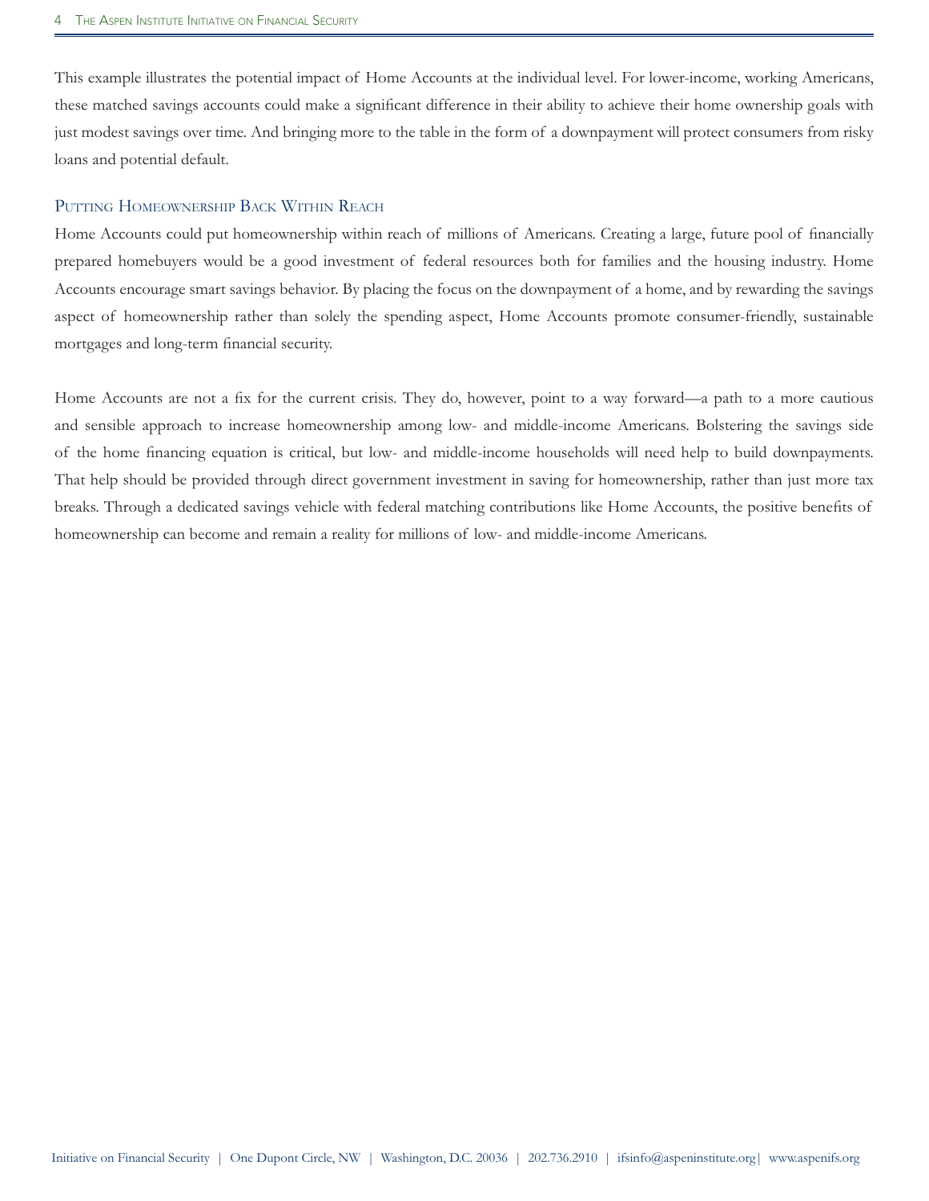This example illustrates the potential impact of Home Accounts at the individual level. For lower-income, working Americans, these matched savings accounts could make a significant difference in their ability to achieve their home ownership goals with just modest savings over time. And bringing more to the table in the form of a downpayment will protect consumers from risky loans and potential default.

## Putting Homeownership Back Within Reach

Home Accounts could put homeownership within reach of millions of Americans. Creating a large, future pool of financially prepared homebuyers would be a good investment of federal resources both for families and the housing industry. Home Accounts encourage smart savings behavior. By placing the focus on the downpayment of a home, and by rewarding the savings aspect of homeownership rather than solely the spending aspect, Home Accounts promote consumer-friendly, sustainable mortgages and long-term financial security.

Home Accounts are not a fix for the current crisis. They do, however, point to a way forward—a path to a more cautious and sensible approach to increase homeownership among low- and middle-income Americans. Bolstering the savings side of the home financing equation is critical, but low- and middle-income households will need help to build downpayments. That help should be provided through direct government investment in saving for homeownership, rather than just more tax breaks. Through a dedicated savings vehicle with federal matching contributions like Home Accounts, the positive benefits of homeownership can become and remain a reality for millions of low- and middle-income Americans.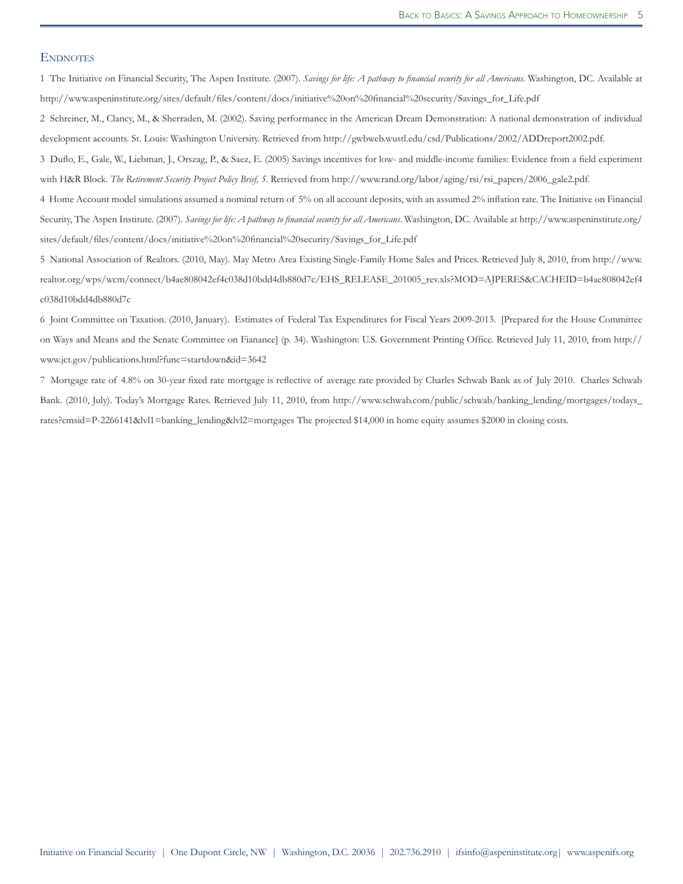## Endnotes

1 The Initiative on Financial Security, The Aspen Institute. (2007). *Savings for life: A pathway to financial security for all Americans*. Washington, DC. Available at http://www.aspeninstitute.org/sites/default/files/content/docs/initiative%20on%20financial%20security/Savings_for_Life.pdf

2 Schreiner, M., Clancy, M., & Sherraden, M. (2002). Saving performance in the American Dream Demonstration: A national demonstration of individual development accounts. St. Louis: Washington University. Retrieved from http://gwbweb.wustl.edu/csd/Publications/2002/ADDreport2002.pdf.

3 Duflo, E., Gale, W., Liebman, J., Orszag, P., & Saez, E. (2005) Savings incentives for low- and middle-income families: Evidence from a field experiment with H&R Block. *The Retirement Security Project Policy Brief, 5*. Retrieved from http://www.rand.org/labor/aging/rsi/rsi_papers/2006_gale2.pdf.

4 Home Account model simulations assumed a nominal return of 5% on all account deposits, with an assumed 2% inflation rate. The Initiative on Financial Security, The Aspen Institute. (2007). *Savings for life: A pathway to financial security for all Americans*. Washington, DC. Available at http://www.aspeninstitute.org/sites/default/files/content/docs/initiative%20on%20financial%20security/Savings_for_Life.pdf

5 National Association of Realtors. (2010, May). May Metro Area Existing Single-Family Home Sales and Prices. Retrieved July 8, 2010, from http://www.realtor.org/wps/wcm/connect/b4ae808042ef4c038d10bdd4db880d7c/EHS_RELEASE_201005_rev.xls?MOD=AJPERES&CACHEID=b4ae808042ef4c038d10bdd4db880d7c

6 Joint Committee on Taxation. (2010, January). Estimates of Federal Tax Expenditures for Fiscal Years 2009-2013. [Prepared for the House Committee on Ways and Means and the Senate Committee on Fianance] (p. 34). Washington: U.S. Government Printing Office. Retrieved July 11, 2010, from http://www.jct.gov/publications.html?func=startdown&id=3642

7 Mortgage rate of 4.8% on 30-year fixed rate mortgage is reflective of average rate provided by Charles Schwab Bank as of July 2010. Charles Schwab Bank. (2010, July). Today's Mortgage Rates. Retrieved July 11, 2010, from http://www.schwab.com/public/schwab/banking_lending/mortgages/todays_rates?cmsid=P-2266141&lvl1=banking_lending&lvl2=mortgages The projected $14,000 in home equity assumes $2000 in closing costs.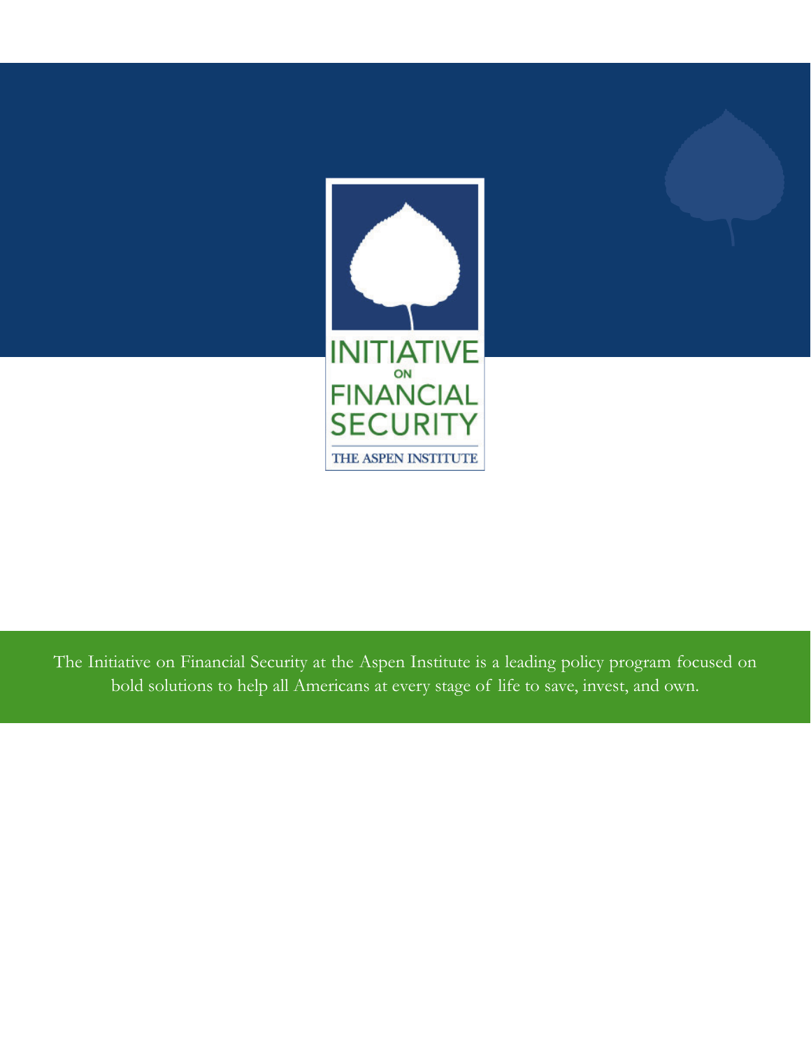INITIATIVE
ON
FINANCIAL
SECURITY
THE ASPEN INSTITUTE

The Initiative on Financial Security at the Aspen Institute is a leading policy program focused on bold solutions to help all Americans at every stage of life to save, invest, and own.